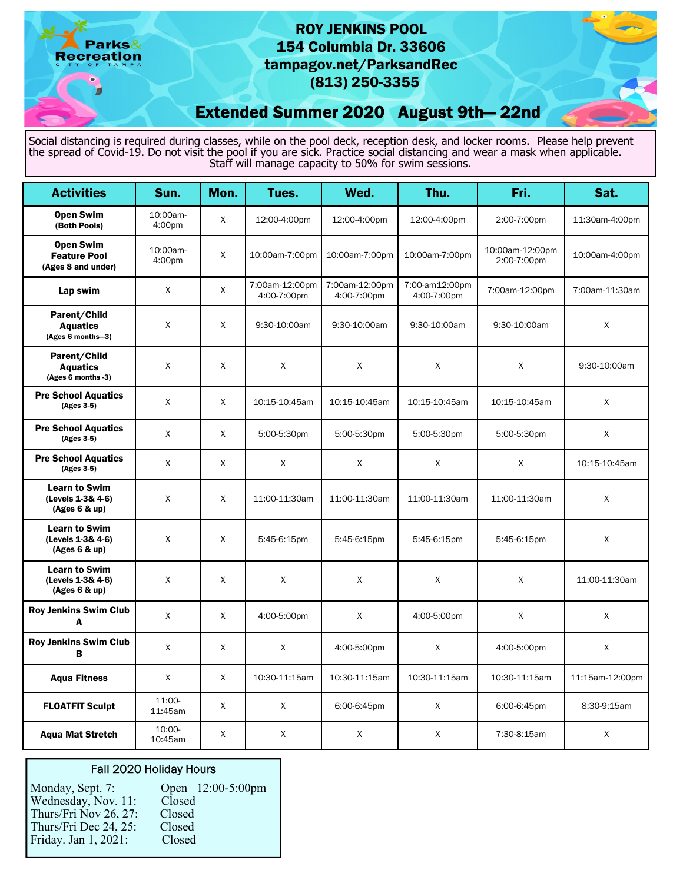# ROY JENKINS POOL

**154 Columbia Dr. 33606**
**tampagov.net/ParksandRec**
**(813) 250-3355**

## Extended Summer 2020 August 9th— 22nd

Social distancing is required during classes, while on the pool deck, reception desk, and locker rooms. Please help prevent the spread of Covid-19. Do not visit the pool if you are sick. Practice social distancing and wear a mask when applicable. Staff will manage capacity to 50% for swim sessions.

| Activities | Sun. | Mon. | Tues. | Wed. | Thu. | Fri. | Sat. |
|---|---|---|---|---|---|---|---|
| **Open Swim** (Both Pools) | 10:00am-4:00pm | X | 12:00-4:00pm | 12:00-4:00pm | 12:00-4:00pm | 2:00-7:00pm | 11:30am-4:00pm |
| **Open Swim Feature Pool** (Ages 8 and under) | 10:00am-4:00pm | X | 10:00am-7:00pm | 10:00am-7:00pm | 10:00am-7:00pm | 10:00am-12:00pm 2:00-7:00pm | 10:00am-4:00pm |
| **Lap swim** | X | X | 7:00am-12:00pm 4:00-7:00pm | 7:00am-12:00pm 4:00-7:00pm | 7:00-am12:00pm 4:00-7:00pm | 7:00am-12:00pm | 7:00am-11:30am |
| **Parent/Child Aquatics** (Ages 6 months—3) | X | X | 9:30-10:00am | 9:30-10:00am | 9:30-10:00am | 9:30-10:00am | X |
| **Parent/Child Aquatics** (Ages 6 months -3) | X | X | X | X | X | X | 9:30-10:00am |
| **Pre School Aquatics** (Ages 3-5) | X | X | 10:15-10:45am | 10:15-10:45am | 10:15-10:45am | 10:15-10:45am | X |
| **Pre School Aquatics** (Ages 3-5) | X | X | 5:00-5:30pm | 5:00-5:30pm | 5:00-5:30pm | 5:00-5:30pm | X |
| **Pre School Aquatics** (Ages 3-5) | X | X | X | X | X | X | 10:15-10:45am |
| **Learn to Swim** (Levels 1-3& 4-6) (Ages 6 & up) | X | X | 11:00-11:30am | 11:00-11:30am | 11:00-11:30am | 11:00-11:30am | X |
| **Learn to Swim** (Levels 1-3& 4-6) (Ages 6 & up) | X | X | 5:45-6:15pm | 5:45-6:15pm | 5:45-6:15pm | 5:45-6:15pm | X |
| **Learn to Swim** (Levels 1-3& 4-6) (Ages 6 & up) | X | X | X | X | X | X | 11:00-11:30am |
| **Roy Jenkins Swim Club A** | X | X | 4:00-5:00pm | X | 4:00-5:00pm | X | X |
| **Roy Jenkins Swim Club B** | X | X | X | 4:00-5:00pm | X | 4:00-5:00pm | X |
| **Aqua Fitness** | X | X | 10:30-11:15am | 10:30-11:15am | 10:30-11:15am | 10:30-11:15am | 11:15am-12:00pm |
| **FLOATFIT Sculpt** | 11:00-11:45am | X | X | 6:00-6:45pm | X | 6:00-6:45pm | 8:30-9:15am |
| **Aqua Mat Stretch** | 10:00-10:45am | X | X | X | X | 7:30-8:15am | X |

### Fall 2020 Holiday Hours

| | |
|---|---|
| Monday, Sept. 7: | Open 12:00-5:00pm |
| Wednesday, Nov. 11: | Closed |
| Thurs/Fri Nov 26, 27: | Closed |
| Thurs/Fri Dec 24, 25: | Closed |
| Friday. Jan 1, 2021: | Closed |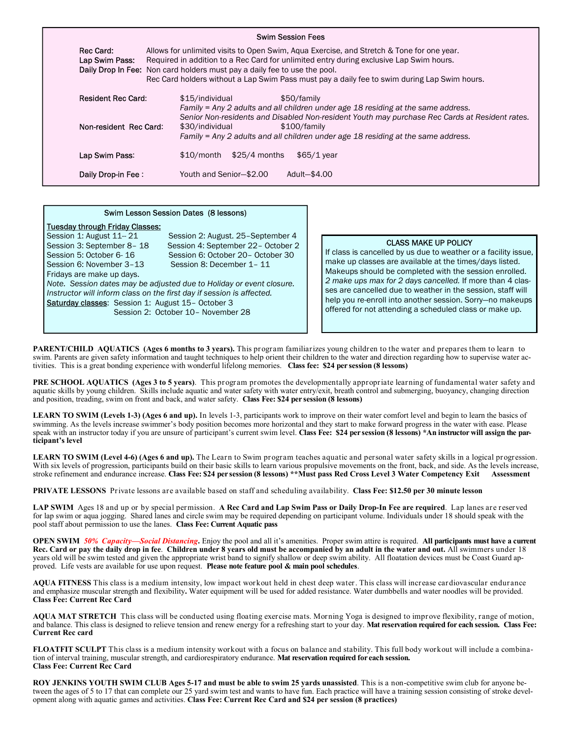## Swim Session Fees

**Rec Card:** Allows for unlimited visits to Open Swim, Aqua Exercise, and Stretch & Tone for one year.
**Lap Swim Pass:** Required in addition to a Rec Card for unlimited entry during exclusive Lap Swim hours.
**Daily Drop In Fee:** Non card holders must pay a daily fee to use the pool.
Rec Card holders without a Lap Swim Pass must pay a daily fee to swim during Lap Swim hours.

Resident Rec Card: $15/individual $50/family
*Family = Any 2 adults and all children under age 18 residing at the same address.*
*Senior Non-residents and Disabled Non-resident Youth may purchase Rec Cards at Resident rates.*

Non-resident Rec Card: $30/individual $100/family
*Family = Any 2 adults and all children under age 18 residing at the same address.*

Lap Swim Pass: $10/month $25/4 months $65/1 year

Daily Drop-in Fee : Youth and Senior—$2.00 Adult—$4.00

## Swim Lesson Session Dates (8 lessons)

<u>Tuesday through Friday Classes:</u>

Session 1: August 11– 21
Session 2: August. 25–September 4
Session 3: September 8– 18
Session 4: September 22– October 2
Session 5: October 6- 16
Session 6: October 20– October 30
Session 6: November 3–13
Session 8: December 1– 11

Fridays are make up days.

*Note. Session dates may be adjusted due to Holiday or event closure. Instructor will inform class on the first day if session is affected.*

<u>Saturday classes</u>: Session 1: August 15– October 3
Session 2: October 10– November 28

## CLASS MAKE UP POLICY

If class is cancelled by us due to weather or a facility issue, make up classes are available at the times/days listed. Makeups should be completed with the session enrolled. *2 make ups max for 2 days cancelled.* If more than 4 classes are cancelled due to weather in the session, staff will help you re-enroll into another session. Sorry—no makeups offered for not attending a scheduled class or make up.

**PARENT/CHILD AQUATICS (Ages 6 months to 3 years).** This program familiarizes young children to the water and prepares them to learn to swim. Parents are given safety information and taught techniques to help orient their children to the water and direction regarding how to supervise water activities. This is a great bonding experience with wonderful lifelong memories. **Class fee: $24 per session (8 lessons)**

**PRE SCHOOL AQUATICS (Ages 3 to 5 years)**. This program promotes the developmentally appropriate learning of fundamental water safety and aquatic skills by young children. Skills include aquatic and water safety with water entry/exit, breath control and submerging, buoyancy, changing direction and position, treading, swim on front and back, and water safety. **Class Fee: $24 per session (8 lessons)**

**LEARN TO SWIM (Levels 1-3) (Ages 6 and up).** In levels 1-3, participants work to improve on their water comfort level and begin to learn the basics of swimming. As the levels increase swimmer's body position becomes more horizontal and they start to make forward progress in the water with ease. Please speak with an instructor today if you are unsure of participant's current swim level. **Class Fee: $24 per session (8 lessons) *An instructor will assign the participant's level**

**LEARN TO SWIM (Level 4-6) (Ages 6 and up).** The Learn to Swim program teaches aquatic and personal water safety skills in a logical progression. With six levels of progression, participants build on their basic skills to learn various propulsive movements on the front, back, and side. As the levels increase, stroke refinement and endurance increase. **Class Fee: $24 per session (8 lessons) **Must pass Red Cross Level 3 Water Competency Exit Assessment**

**PRIVATE LESSONS** Private lessons are available based on staff and scheduling availability. **Class Fee: $12.50 per 30 minute lesson**

**LAP SWIM** Ages 18 and up or by special permission. **A Rec Card and Lap Swim Pass or Daily Drop-In Fee are required**. Lap lanes are reserved for lap swim or aqua jogging. Shared lanes and circle swim may be required depending on participant volume. Individuals under 18 should speak with the pool staff about permission to use the lanes. **Class Fee: Current Aquatic pass**

**OPEN SWIM** ***50% Capacity—Social Distancing*.** Enjoy the pool and all it's amenities. Proper swim attire is required. **All participants must have a current Rec. Card or pay the daily drop in fee**. **Children under 8 years old must be accompanied by an adult in the water and out.** All swimmers under 18 years old will be swim tested and given the appropriate wrist band to signify shallow or deep swim ability. All floatation devices must be Coast Guard approved. Life vests are available for use upon request. **Please note feature pool & main pool schedules**.

**AQUA FITNESS** This class is a medium intensity, low impact workout held in chest deep water. This class will increase cardiovascular endurance and emphasize muscular strength and flexibility**.** Water equipment will be used for added resistance. Water dumbbells and water noodles will be provided. **Class Fee: Current Rec Card**

**AQUA MAT STRETCH** This class will be conducted using floating exercise mats. Morning Yoga is designed to improve flexibility, range of motion, and balance. This class is designed to relieve tension and renew energy for a refreshing start to your day. **Mat reservation required for each session. Class Fee: Current Rec card**

**FLOATFIT SCULPT** This class is a medium intensity workout with a focus on balance and stability. This full body workout will include a combination of interval training, muscular strength, and cardiorespiratory endurance. **Mat reservation required for each session. Class Fee: Current Rec Card**

**ROY JENKINS YOUTH SWIM CLUB Ages 5-17 and must be able to swim 25 yards unassisted**. This is a non-competitive swim club for anyone between the ages of 5 to 17 that can complete our 25 yard swim test and wants to have fun. Each practice will have a training session consisting of stroke development along with aquatic games and activities. **Class Fee: Current Rec Card and $24 per session (8 practices)**